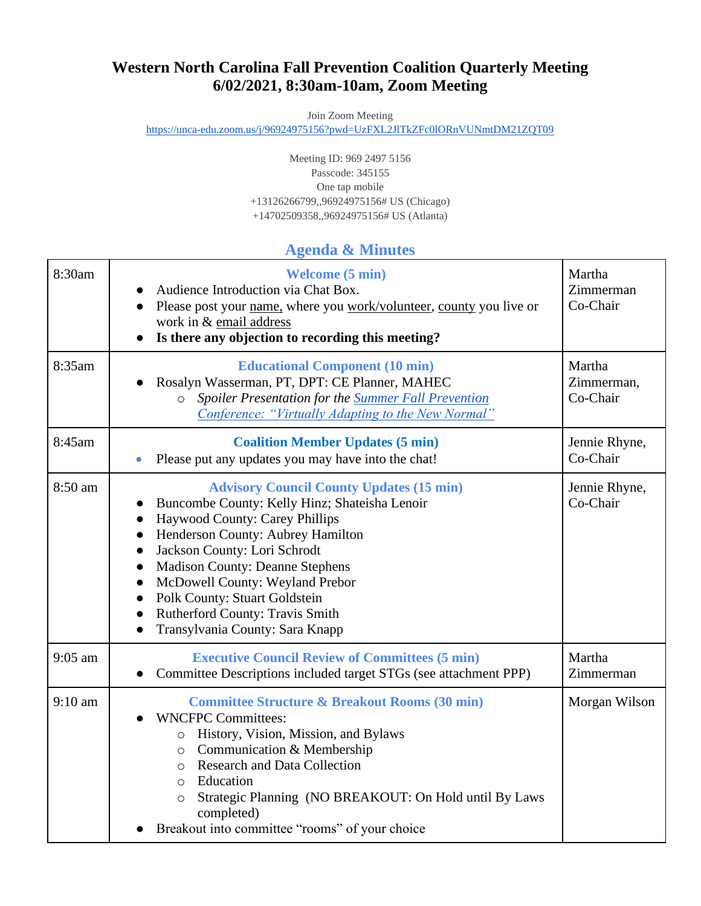# Western North Carolina Fall Prevention Coalition Quarterly Meeting
## 6/02/2021, 8:30am-10am, Zoom Meeting

Join Zoom Meeting
https://unca-edu.zoom.us/j/96924975156?pwd=UzFXL2JlTkZFc0lORnVUNmtDM21ZQT09

Meeting ID: 969 2497 5156
Passcode: 345155
One tap mobile
+13126266799,,96924975156# US (Chicago)
+14702509358,,96924975156# US (Atlanta)

## Agenda & Minutes

| | | |
|---|---|---|
| 8:30am | **Welcome (5 min)**<br>● Audience Introduction via Chat Box.<br>● Please post your name, where you work/volunteer, county you live or work in & email address<br>● **Is there any objection to recording this meeting?** | Martha Zimmerman Co-Chair |
| 8:35am | **Educational Component (10 min)**<br>● Rosalyn Wasserman, PT, DPT: CE Planner, MAHEC<br>○ *Spoiler Presentation for the Summer Fall Prevention Conference: "Virtually Adapting to the New Normal"* | Martha Zimmerman, Co-Chair |
| 8:45am | **Coalition Member Updates (5 min)**<br>● Please put any updates you may have into the chat! | Jennie Rhyne, Co-Chair |
| 8:50 am | **Advisory Council County Updates (15 min)**<br>● Buncombe County: Kelly Hinz; Shateisha Lenoir<br>● Haywood County: Carey Phillips<br>● Henderson County: Aubrey Hamilton<br>● Jackson County: Lori Schrodt<br>● Madison County: Deanne Stephens<br>● McDowell County: Weyland Prebor<br>● Polk County: Stuart Goldstein<br>● Rutherford County: Travis Smith<br>● Transylvania County: Sara Knapp | Jennie Rhyne, Co-Chair |
| 9:05 am | **Executive Council Review of Committees (5 min)**<br>● Committee Descriptions included target STGs (see attachment PPP) | Martha Zimmerman |
| 9:10 am | **Committee Structure & Breakout Rooms (30 min)**<br>● WNCFPC Committees:<br>○ History, Vision, Mission, and Bylaws<br>○ Communication & Membership<br>○ Research and Data Collection<br>○ Education<br>○ Strategic Planning (NO BREAKOUT: On Hold until By Laws completed)<br>● Breakout into committee "rooms" of your choice | Morgan Wilson |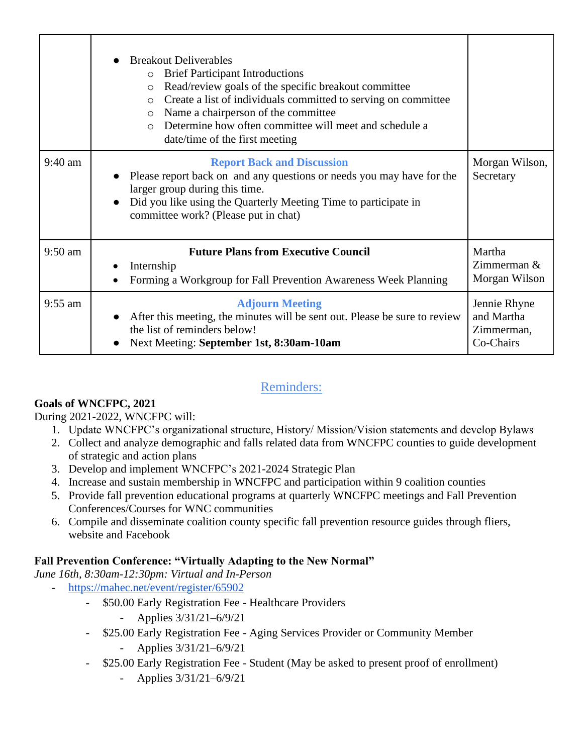| | | |
|---|---|---|
| | ● Breakout Deliverables<br>○ Brief Participant Introductions<br>○ Read/review goals of the specific breakout committee<br>○ Create a list of individuals committed to serving on committee<br>○ Name a chairperson of the committee<br>○ Determine how often committee will meet and schedule a date/time of the first meeting | |
| 9:40 am | **Report Back and Discussion**<br>● Please report back on and any questions or needs you may have for the larger group during this time.<br>● Did you like using the Quarterly Meeting Time to participate in committee work? (Please put in chat) | Morgan Wilson, Secretary |
| 9:50 am | **Future Plans from Executive Council**<br>● Internship<br>● Forming a Workgroup for Fall Prevention Awareness Week Planning | Martha Zimmerman & Morgan Wilson |
| 9:55 am | **Adjourn Meeting**<br>● After this meeting, the minutes will be sent out. Please be sure to review the list of reminders below!<br>● Next Meeting: **September 1st, 8:30am-10am** | Jennie Rhyne and Martha Zimmerman, Co-Chairs |

## Reminders:

**Goals of WNCFPC, 2021**

During 2021-2022, WNCFPC will:

1. Update WNCFPC's organizational structure, History/ Mission/Vision statements and develop Bylaws
2. Collect and analyze demographic and falls related data from WNCFPC counties to guide development of strategic and action plans
3. Develop and implement WNCFPC's 2021-2024 Strategic Plan
4. Increase and sustain membership in WNCFPC and participation within 9 coalition counties
5. Provide fall prevention educational programs at quarterly WNCFPC meetings and Fall Prevention Conferences/Courses for WNC communities
6. Compile and disseminate coalition county specific fall prevention resource guides through fliers, website and Facebook

**Fall Prevention Conference: "Virtually Adapting to the New Normal"**

*June 16th, 8:30am-12:30pm: Virtual and In-Person*

- https://mahec.net/event/register/65902
    - $50.00 Early Registration Fee - Healthcare Providers
        - Applies 3/31/21–6/9/21
    - $25.00 Early Registration Fee - Aging Services Provider or Community Member
        - Applies 3/31/21–6/9/21
    - $25.00 Early Registration Fee - Student (May be asked to present proof of enrollment)
        - Applies 3/31/21–6/9/21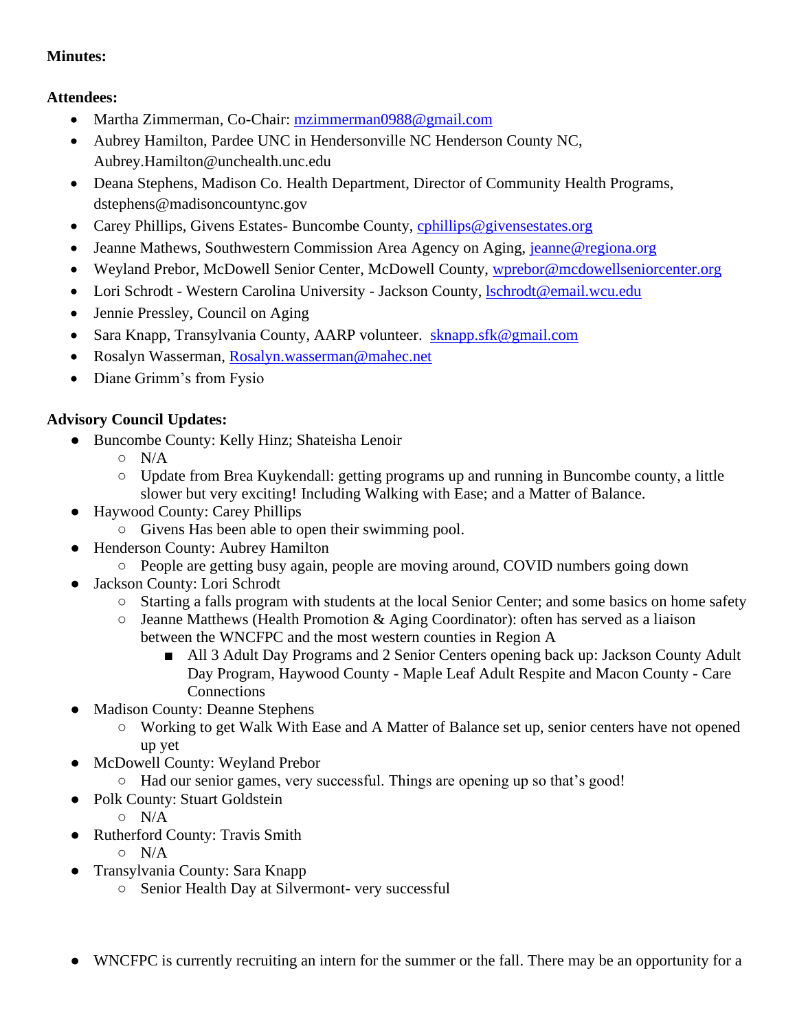**Minutes:**

**Attendees:**

- Martha Zimmerman, Co-Chair: mzimmerman0988@gmail.com
- Aubrey Hamilton, Pardee UNC in Hendersonville NC Henderson County NC, Aubrey.Hamilton@unchealth.unc.edu
- Deana Stephens, Madison Co. Health Department, Director of Community Health Programs, dstephens@madisoncountync.gov
- Carey Phillips, Givens Estates- Buncombe County, cphillips@givensestates.org
- Jeanne Mathews, Southwestern Commission Area Agency on Aging, jeanne@regiona.org
- Weyland Prebor, McDowell Senior Center, McDowell County, wprebor@mcdowellseniorcenter.org
- Lori Schrodt - Western Carolina University - Jackson County, lschrodt@email.wcu.edu
- Jennie Pressley, Council on Aging
- Sara Knapp, Transylvania County, AARP volunteer. sknapp.sfk@gmail.com
- Rosalyn Wasserman, Rosalyn.wasserman@mahec.net
- Diane Grimm's from Fysio

**Advisory Council Updates:**

- Buncombe County: Kelly Hinz; Shateisha Lenoir
  - N/A
  - Update from Brea Kuykendall: getting programs up and running in Buncombe county, a little slower but very exciting! Including Walking with Ease; and a Matter of Balance.
- Haywood County: Carey Phillips
  - Givens Has been able to open their swimming pool.
- Henderson County: Aubrey Hamilton
  - People are getting busy again, people are moving around, COVID numbers going down
- Jackson County: Lori Schrodt
  - Starting a falls program with students at the local Senior Center; and some basics on home safety
  - Jeanne Matthews (Health Promotion & Aging Coordinator): often has served as a liaison between the WNCFPC and the most western counties in Region A
    - All 3 Adult Day Programs and 2 Senior Centers opening back up: Jackson County Adult Day Program, Haywood County - Maple Leaf Adult Respite and Macon County - Care Connections
- Madison County: Deanne Stephens
  - Working to get Walk With Ease and A Matter of Balance set up, senior centers have not opened up yet
- McDowell County: Weyland Prebor
  - Had our senior games, very successful. Things are opening up so that's good!
- Polk County: Stuart Goldstein
  - N/A
- Rutherford County: Travis Smith
  - N/A
- Transylvania County: Sara Knapp
  - Senior Health Day at Silvermont- very successful

- WNCFPC is currently recruiting an intern for the summer or the fall. There may be an opportunity for a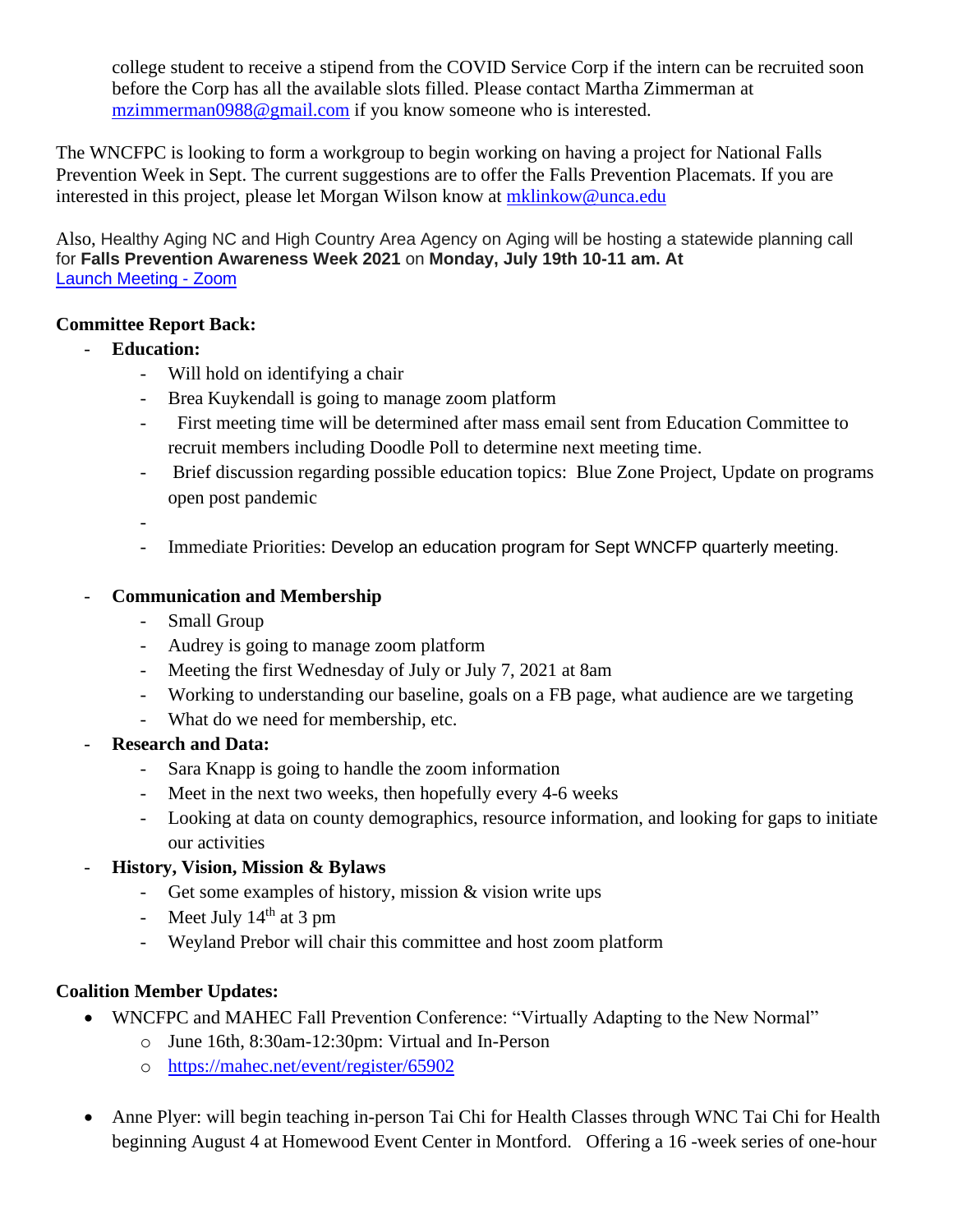college student to receive a stipend from the COVID Service Corp if the intern can be recruited soon before the Corp has all the available slots filled. Please contact Martha Zimmerman at mzimmerman0988@gmail.com if you know someone who is interested.

The WNCFPC is looking to form a workgroup to begin working on having a project for National Falls Prevention Week in Sept. The current suggestions are to offer the Falls Prevention Placemats. If you are interested in this project, please let Morgan Wilson know at mklinkow@unca.edu

Also, Healthy Aging NC and High Country Area Agency on Aging will be hosting a statewide planning call for **Falls Prevention Awareness Week 2021** on **Monday, July 19th 10-11 am. At** Launch Meeting - Zoom

**Committee Report Back:**

- **Education:**
  - Will hold on identifying a chair
  - Brea Kuykendall is going to manage zoom platform
  - First meeting time will be determined after mass email sent from Education Committee to recruit members including Doodle Poll to determine next meeting time.
  - Brief discussion regarding possible education topics: Blue Zone Project, Update on programs open post pandemic
  - 
  - Immediate Priorities: Develop an education program for Sept WNCFP quarterly meeting.

- **Communication and Membership**
  - Small Group
  - Audrey is going to manage zoom platform
  - Meeting the first Wednesday of July or July 7, 2021 at 8am
  - Working to understanding our baseline, goals on a FB page, what audience are we targeting
  - What do we need for membership, etc.
- **Research and Data:**
  - Sara Knapp is going to handle the zoom information
  - Meet in the next two weeks, then hopefully every 4-6 weeks
  - Looking at data on county demographics, resource information, and looking for gaps to initiate our activities
- **History, Vision, Mission & Bylaws**
  - Get some examples of history, mission & vision write ups
  - Meet July 14th at 3 pm
  - Weyland Prebor will chair this committee and host zoom platform

**Coalition Member Updates:**

- WNCFPC and MAHEC Fall Prevention Conference: "Virtually Adapting to the New Normal"
  - June 16th, 8:30am-12:30pm: Virtual and In-Person
  - https://mahec.net/event/register/65902

- Anne Plyer: will begin teaching in-person Tai Chi for Health Classes through WNC Tai Chi for Health beginning August 4 at Homewood Event Center in Montford. Offering a 16 -week series of one-hour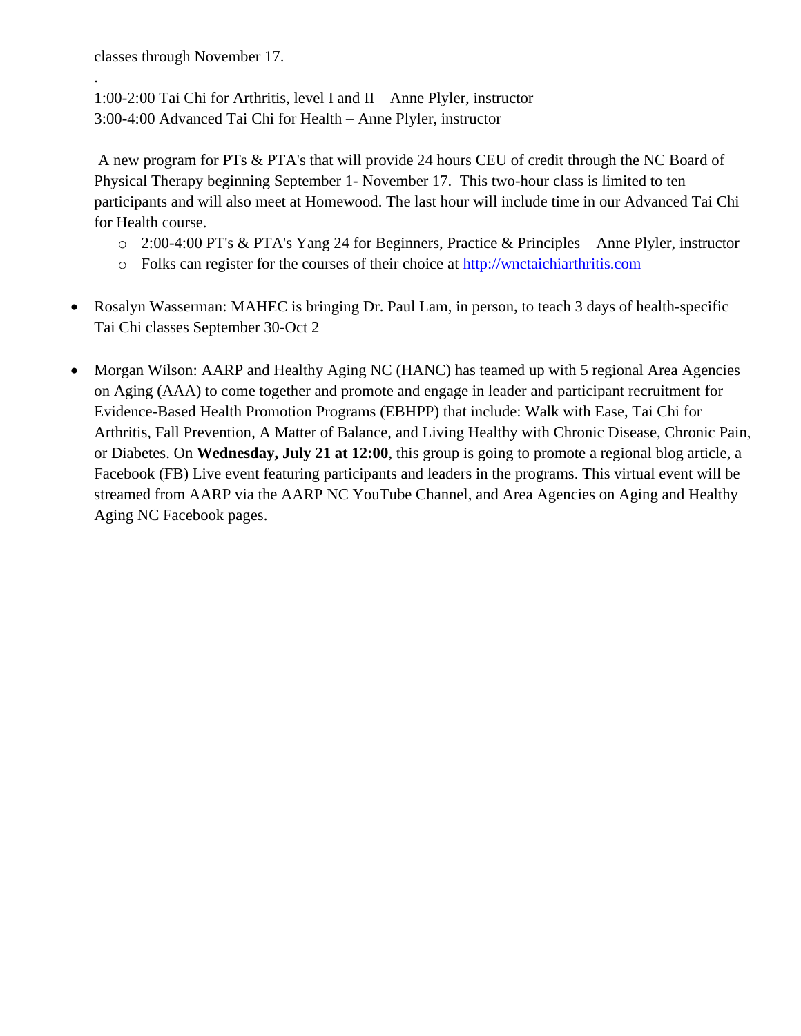classes through November 17.

.

1:00-2:00 Tai Chi for Arthritis, level I and II – Anne Plyler, instructor
3:00-4:00 Advanced Tai Chi for Health – Anne Plyler, instructor

A new program for PTs & PTA's that will provide 24 hours CEU of credit through the NC Board of Physical Therapy beginning September 1- November 17. This two-hour class is limited to ten participants and will also meet at Homewood. The last hour will include time in our Advanced Tai Chi for Health course.

- 2:00-4:00 PT's & PTA's Yang 24 for Beginners, Practice & Principles – Anne Plyler, instructor
- Folks can register for the courses of their choice at [http://wnctaichiarthritis.com](http://wnctaichiarthritis.com)

- Rosalyn Wasserman: MAHEC is bringing Dr. Paul Lam, in person, to teach 3 days of health-specific Tai Chi classes September 30-Oct 2

- Morgan Wilson: AARP and Healthy Aging NC (HANC) has teamed up with 5 regional Area Agencies on Aging (AAA) to come together and promote and engage in leader and participant recruitment for Evidence-Based Health Promotion Programs (EBHPP) that include: Walk with Ease, Tai Chi for Arthritis, Fall Prevention, A Matter of Balance, and Living Healthy with Chronic Disease, Chronic Pain, or Diabetes. On **Wednesday, July 21 at 12:00**, this group is going to promote a regional blog article, a Facebook (FB) Live event featuring participants and leaders in the programs. This virtual event will be streamed from AARP via the AARP NC YouTube Channel, and Area Agencies on Aging and Healthy Aging NC Facebook pages.